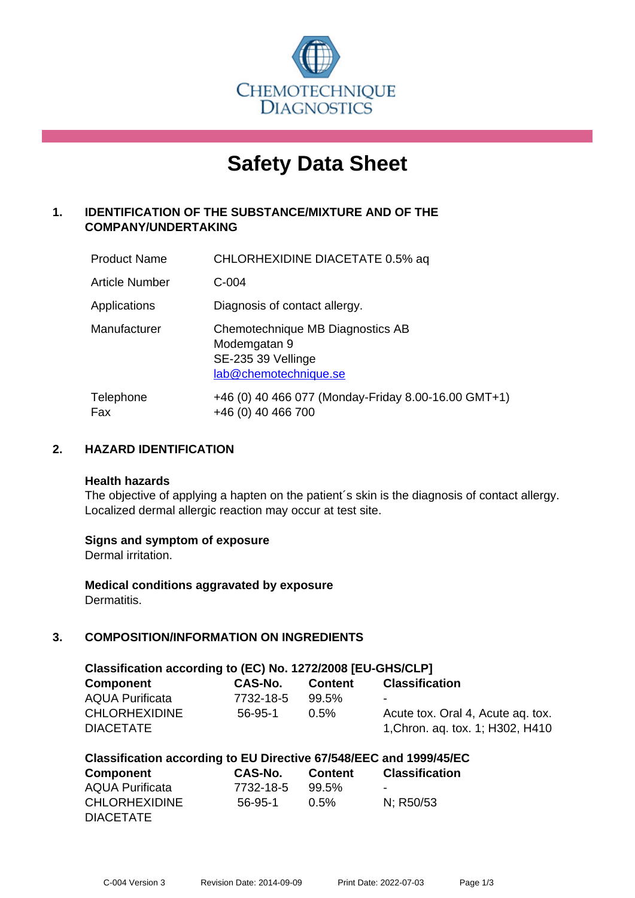CHEMOTECHNIQUE DIAGNOSTICS

# Safety Data Sheet

## 1. IDENTIFICATION OF THE SUBSTANCE/MIXTURE AND OF THE COMPANY/UNDERTAKING

| | |
|---|---|
| Product Name | CHLORHEXIDINE DIACETATE 0.5% aq |
| Article Number | C-004 |
| Applications | Diagnosis of contact allergy. |
| Manufacturer | Chemotechnique MB Diagnostics AB<br>Modemgatan 9<br>SE-235 39 Vellinge<br>lab@chemotechnique.se |
| Telephone<br>Fax | +46 (0) 40 466 077 (Monday-Friday 8.00-16.00 GMT+1)<br>+46 (0) 40 466 700 |

## 2. HAZARD IDENTIFICATION

**Health hazards**
The objective of applying a hapten on the patient´s skin is the diagnosis of contact allergy. Localized dermal allergic reaction may occur at test site.

**Signs and symptom of exposure**
Dermal irritation.

**Medical conditions aggravated by exposure**
Dermatitis.

## 3. COMPOSITION/INFORMATION ON INGREDIENTS

**Classification according to (EC) No. 1272/2008 [EU-GHS/CLP]**

| Component | CAS-No. | Content | Classification |
|---|---|---|---|
| AQUA Purificata | 7732-18-5 | 99.5% | - |
| CHLORHEXIDINE DIACETATE | 56-95-1 | 0.5% | Acute tox. Oral 4, Acute aq. tox. 1,Chron. aq. tox. 1; H302, H410 |

**Classification according to EU Directive 67/548/EEC and 1999/45/EC**

| Component | CAS-No. | Content | Classification |
|---|---|---|---|
| AQUA Purificata | 7732-18-5 | 99.5% | - |
| CHLORHEXIDINE DIACETATE | 56-95-1 | 0.5% | N; R50/53 |

C-004 Version 3 Revision Date: 2014-09-09 Print Date: 2022-07-03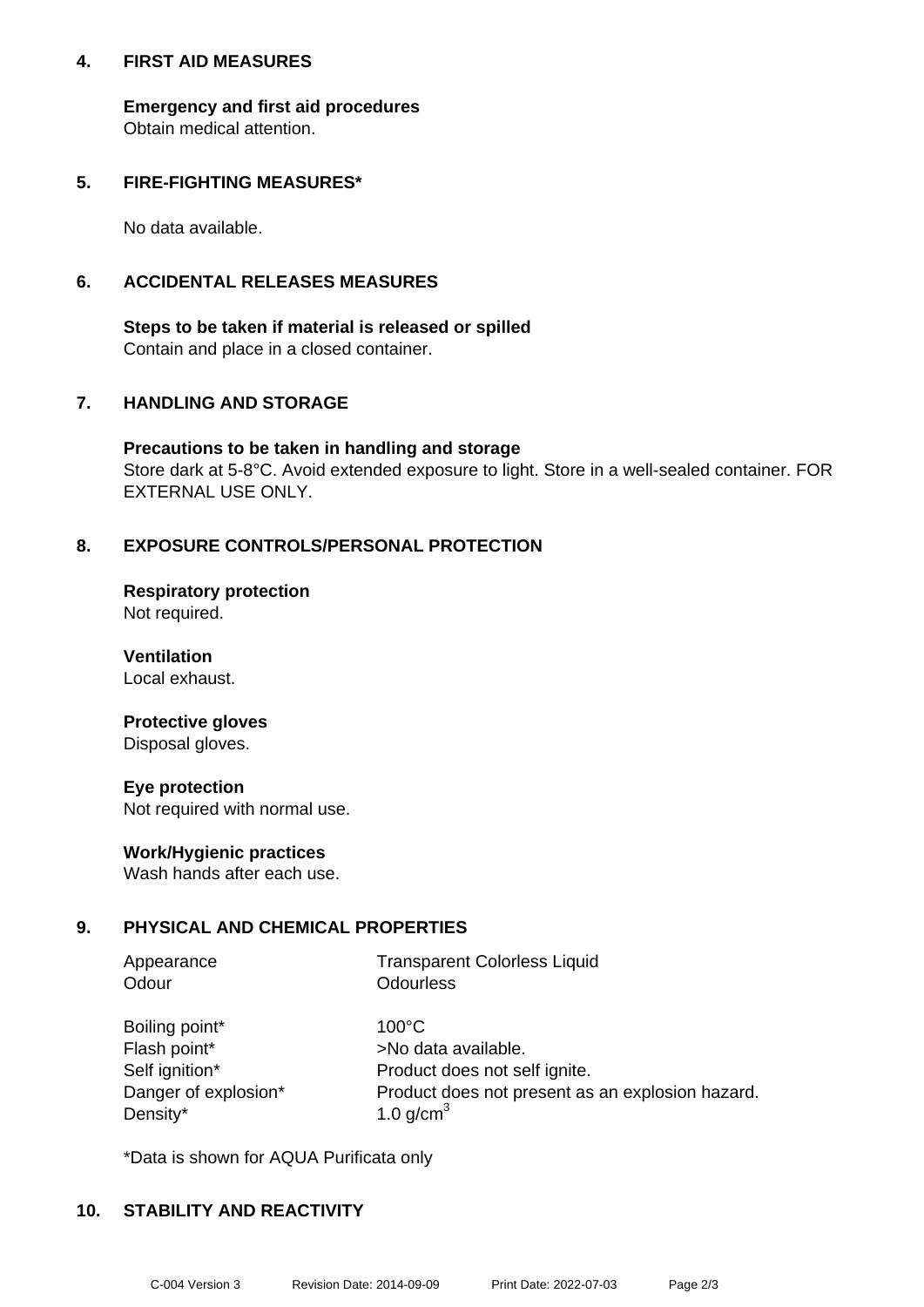## 4. FIRST AID MEASURES

**Emergency and first aid procedures**
Obtain medical attention.

## 5. FIRE-FIGHTING MEASURES*

No data available.

## 6. ACCIDENTAL RELEASES MEASURES

**Steps to be taken if material is released or spilled**
Contain and place in a closed container.

## 7. HANDLING AND STORAGE

**Precautions to be taken in handling and storage**
Store dark at 5-8°C. Avoid extended exposure to light. Store in a well-sealed container. FOR EXTERNAL USE ONLY.

## 8. EXPOSURE CONTROLS/PERSONAL PROTECTION

**Respiratory protection**
Not required.

**Ventilation**
Local exhaust.

**Protective gloves**
Disposal gloves.

**Eye protection**
Not required with normal use.

**Work/Hygienic practices**
Wash hands after each use.

## 9. PHYSICAL AND CHEMICAL PROPERTIES

| | |
|---|---|
| Appearance | Transparent Colorless Liquid |
| Odour | Odourless |
| Boiling point* | 100°C |
| Flash point* | >No data available. |
| Self ignition* | Product does not self ignite. |
| Danger of explosion* | Product does not present as an explosion hazard. |
| Density* | 1.0 g/cm$^3$ |

*Data is shown for AQUA Purificata only

## 10. STABILITY AND REACTIVITY

C-004 Version 3    Revision Date: 2014-09-09    Print Date: 2022-07-03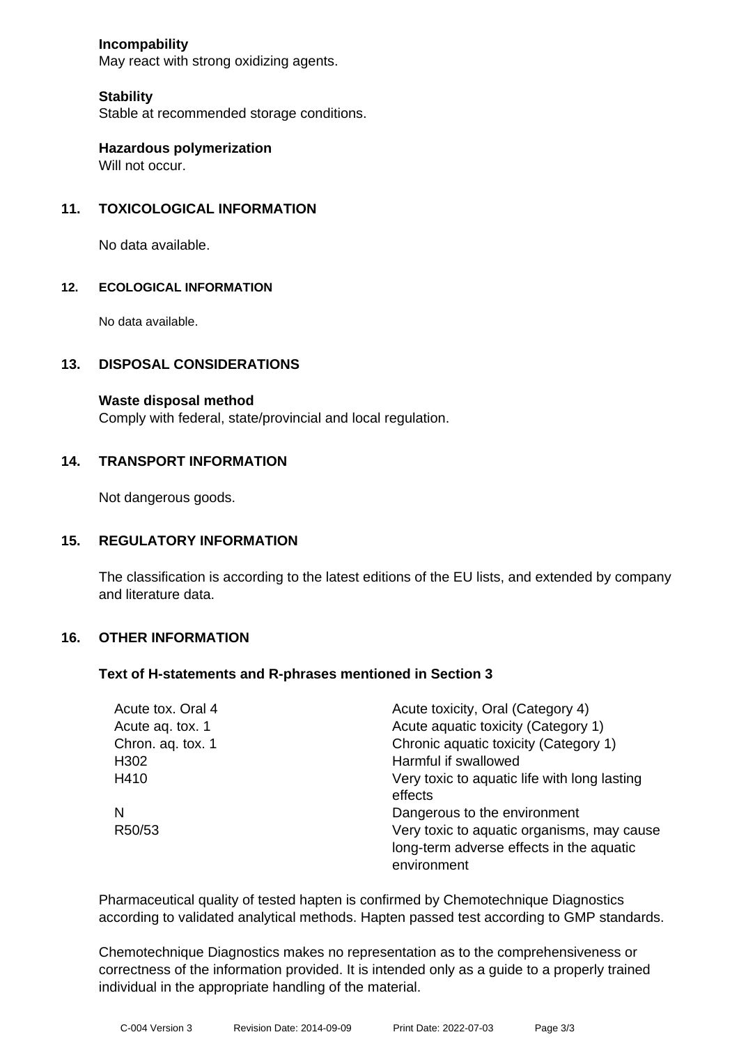**Incompatibility**
May react with strong oxidizing agents.

**Stability**
Stable at recommended storage conditions.

**Hazardous polymerization**
Will not occur.

## 11. TOXICOLOGICAL INFORMATION

No data available.

## 12. ECOLOGICAL INFORMATION

No data available.

## 13. DISPOSAL CONSIDERATIONS

**Waste disposal method**
Comply with federal, state/provincial and local regulation.

## 14. TRANSPORT INFORMATION

Not dangerous goods.

## 15. REGULATORY INFORMATION

The classification is according to the latest editions of the EU lists, and extended by company and literature data.

## 16. OTHER INFORMATION

### Text of H-statements and R-phrases mentioned in Section 3

| | |
|---|---|
| Acute tox. Oral 4 | Acute toxicity, Oral (Category 4) |
| Acute aq. tox. 1 | Acute aquatic toxicity (Category 1) |
| Chron. aq. tox. 1 | Chronic aquatic toxicity (Category 1) |
| H302 | Harmful if swallowed |
| H410 | Very toxic to aquatic life with long lasting effects |
| N | Dangerous to the environment |
| R50/53 | Very toxic to aquatic organisms, may cause long-term adverse effects in the aquatic environment |

Pharmaceutical quality of tested hapten is confirmed by Chemotechnique Diagnostics according to validated analytical methods. Hapten passed test according to GMP standards.

Chemotechnique Diagnostics makes no representation as to the comprehensiveness or correctness of the information provided. It is intended only as a guide to a properly trained individual in the appropriate handling of the material.

C-004 Version 3 Revision Date: 2014-09-09 Print Date: 2022-07-03